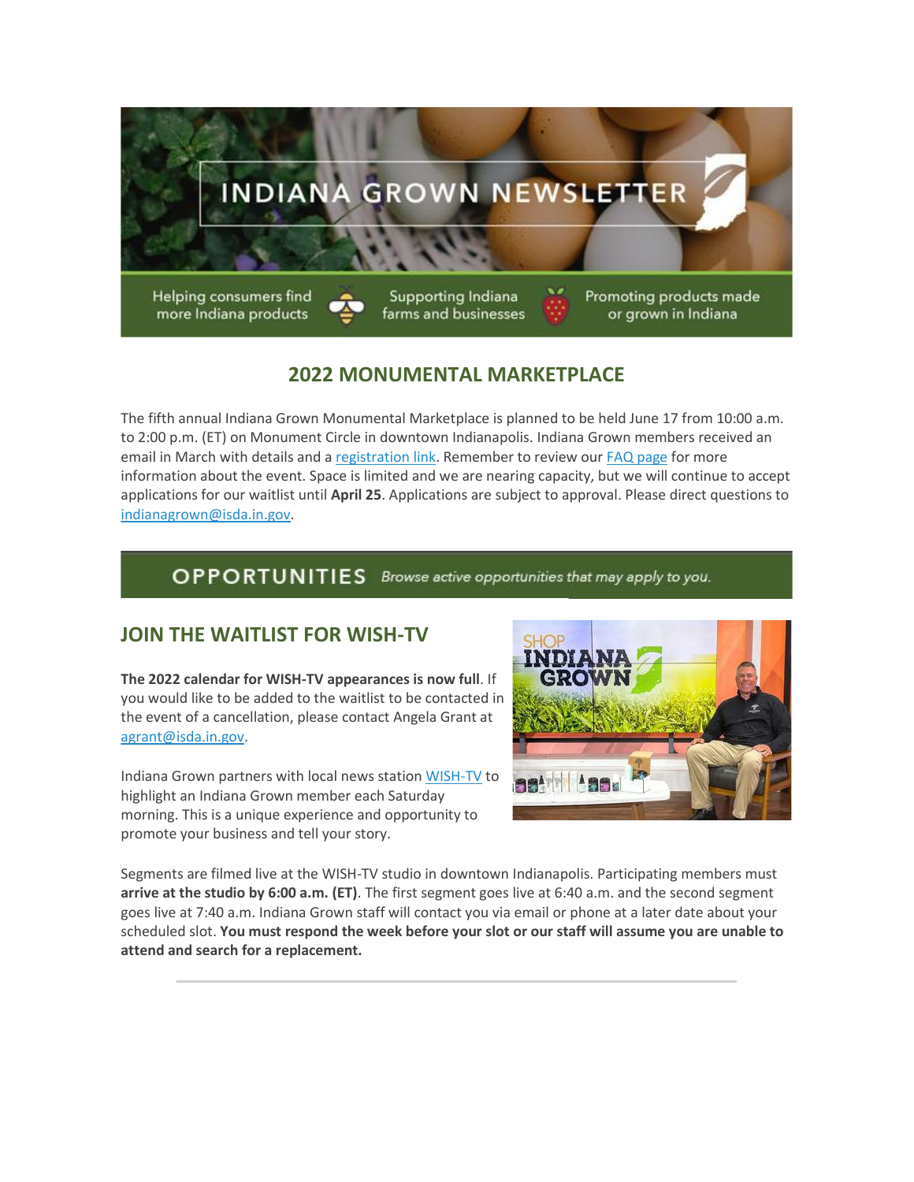# INDIANA GROWN NEWSLETTER

Helping consumers find more Indiana products | Supporting Indiana farms and businesses | Promoting products made or grown in Indiana

## 2022 MONUMENTAL MARKETPLACE

The fifth annual Indiana Grown Monumental Marketplace is planned to be held June 17 from 10:00 a.m. to 2:00 p.m. (ET) on Monument Circle in downtown Indianapolis. Indiana Grown members received an email in March with details and a registration link. Remember to review our FAQ page for more information about the event. Space is limited and we are nearing capacity, but we will continue to accept applications for our waitlist until **April 25**. Applications are subject to approval. Please direct questions to indianagrown@isda.in.gov.

## OPPORTUNITIES

*Browse active opportunities that may apply to you.*

### JOIN THE WAITLIST FOR WISH-TV

**The 2022 calendar for WISH-TV appearances is now full**. If you would like to be added to the waitlist to be contacted in the event of a cancellation, please contact Angela Grant at agrant@isda.in.gov.

Indiana Grown partners with local news station WISH-TV to highlight an Indiana Grown member each Saturday morning. This is a unique experience and opportunity to promote your business and tell your story.

Segments are filmed live at the WISH-TV studio in downtown Indianapolis. Participating members must **arrive at the studio by 6:00 a.m. (ET)**. The first segment goes live at 6:40 a.m. and the second segment goes live at 7:40 a.m. Indiana Grown staff will contact you via email or phone at a later date about your scheduled slot. **You must respond the week before your slot or our staff will assume you are unable to attend and search for a replacement.**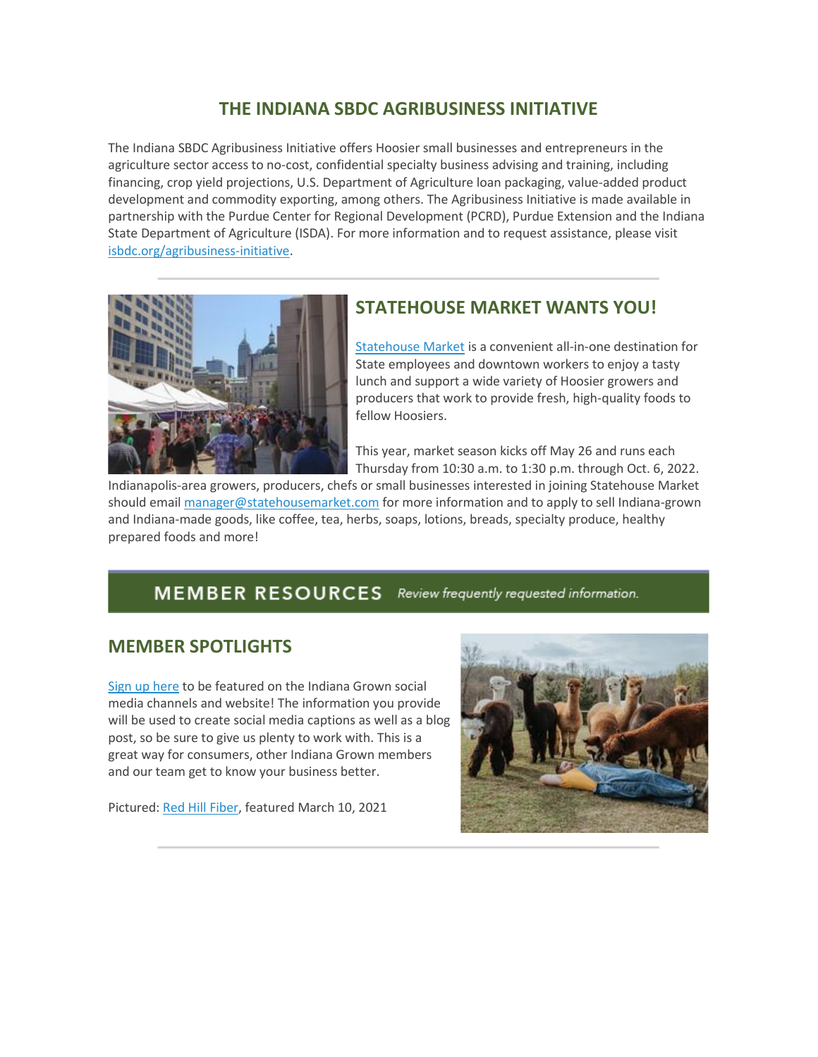## THE INDIANA SBDC AGRIBUSINESS INITIATIVE

The Indiana SBDC Agribusiness Initiative offers Hoosier small businesses and entrepreneurs in the agriculture sector access to no-cost, confidential specialty business advising and training, including financing, crop yield projections, U.S. Department of Agriculture loan packaging, value-added product development and commodity exporting, among others. The Agribusiness Initiative is made available in partnership with the Purdue Center for Regional Development (PCRD), Purdue Extension and the Indiana State Department of Agriculture (ISDA). For more information and to request assistance, please visit isbdc.org/agribusiness-initiative.

---

## STATEHOUSE MARKET WANTS YOU!

Statehouse Market is a convenient all-in-one destination for State employees and downtown workers to enjoy a tasty lunch and support a wide variety of Hoosier growers and producers that work to provide fresh, high-quality foods to fellow Hoosiers.

This year, market season kicks off May 26 and runs each Thursday from 10:30 a.m. to 1:30 p.m. through Oct. 6, 2022. Indianapolis-area growers, producers, chefs or small businesses interested in joining Statehouse Market should email manager@statehousemarket.com for more information and to apply to sell Indiana-grown and Indiana-made goods, like coffee, tea, herbs, soaps, lotions, breads, specialty produce, healthy prepared foods and more!

# MEMBER RESOURCES *Review frequently requested information.*

## MEMBER SPOTLIGHTS

Sign up here to be featured on the Indiana Grown social media channels and website! The information you provide will be used to create social media captions as well as a blog post, so be sure to give us plenty to work with. This is a great way for consumers, other Indiana Grown members and our team get to know your business better.

Pictured: Red Hill Fiber, featured March 10, 2021

---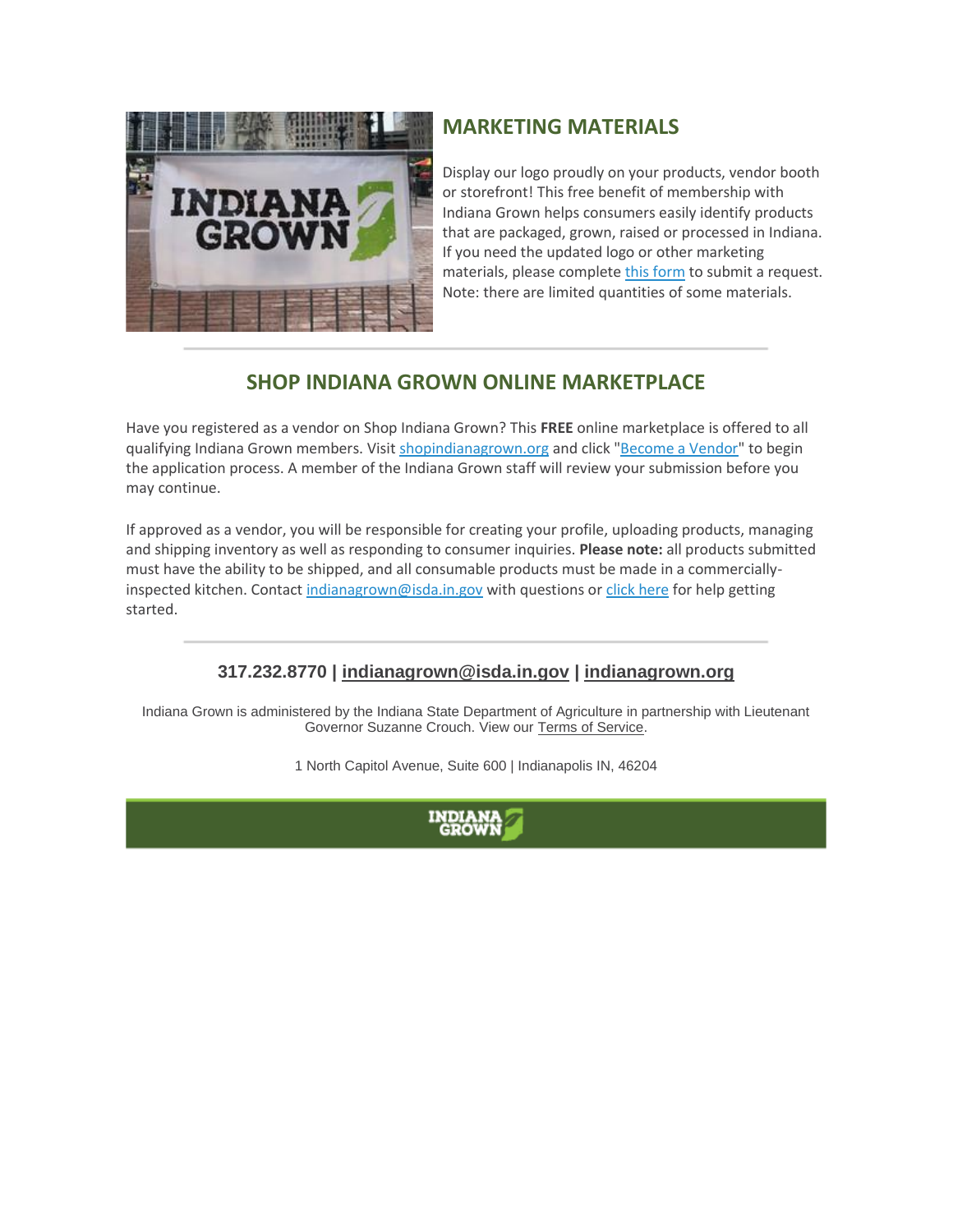## MARKETING MATERIALS

Display our logo proudly on your products, vendor booth or storefront! This free benefit of membership with Indiana Grown helps consumers easily identify products that are packaged, grown, raised or processed in Indiana. If you need the updated logo or other marketing materials, please complete this form to submit a request. Note: there are limited quantities of some materials.

## SHOP INDIANA GROWN ONLINE MARKETPLACE

Have you registered as a vendor on Shop Indiana Grown? This **FREE** online marketplace is offered to all qualifying Indiana Grown members. Visit shopindianagrown.org and click "Become a Vendor" to begin the application process. A member of the Indiana Grown staff will review your submission before you may continue.

If approved as a vendor, you will be responsible for creating your profile, uploading products, managing and shipping inventory as well as responding to consumer inquiries. **Please note:** all products submitted must have the ability to be shipped, and all consumable products must be made in a commercially-inspected kitchen. Contact indianagrown@isda.in.gov with questions or click here for help getting started.

**317.232.8770 | indianagrown@isda.in.gov | indianagrown.org**

Indiana Grown is administered by the Indiana State Department of Agriculture in partnership with Lieutenant Governor Suzanne Crouch. View our Terms of Service.

1 North Capitol Avenue, Suite 600 | Indianapolis IN, 46204